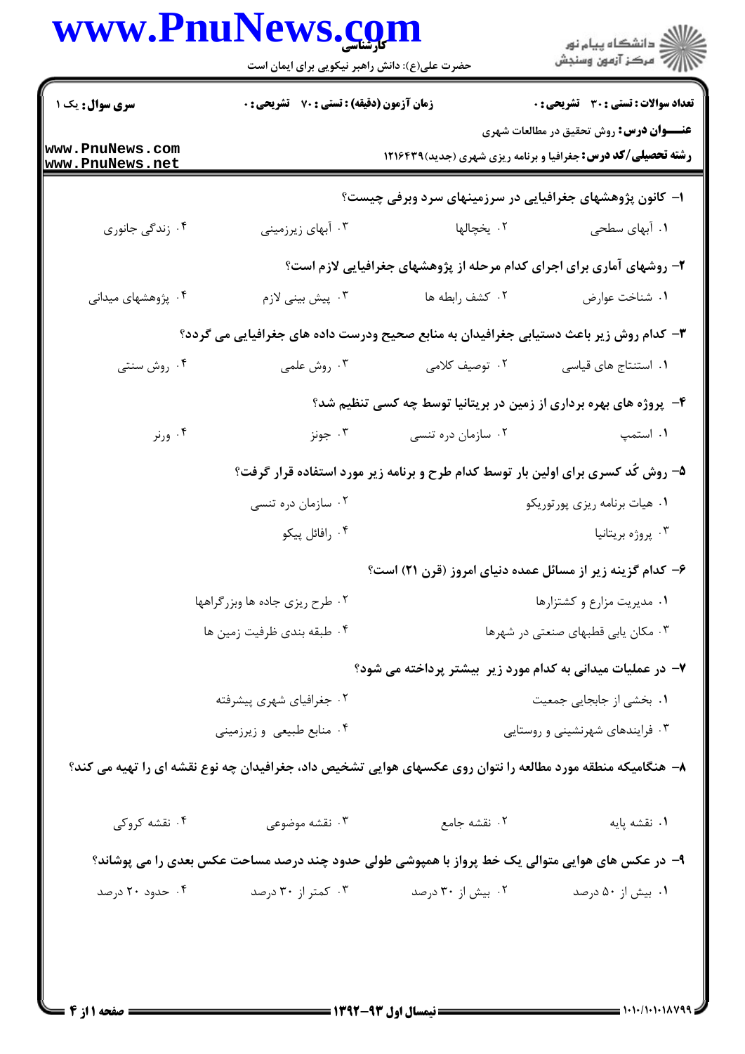**سری سوال:** یک ۱

**زمان آزمون (دقیقه) : تستی : ۷۰ تشریحی : ۰**

**تعداد سوالات : تستی : ۳۰ تشریحی : ۰**

**عنـــوان درس:** روش تحقیق در مطالعات شهری

**رشته تحصیلی/کد درس:** جغرافیا و برنامه ریزی شهری (جدید)۱۲۱۶۴۳۹

۱- کانون پژوهشهای جغرافیایی در سرزمینهای سرد وبرفی چیست؟

۱. آبهای سطحی ۲. یخچالها ۳. آبهای زیرزمینی ۴. زندگی جانوری

۲- روشهای آماری برای اجرای کدام مرحله از پژوهشهای جغرافیایی لازم است؟

۱. شناخت عوارض ۲. کشف رابطه ها ۳. پیش بینی لازم ۴. پژوهشهای میدانی

۳- کدام روش زیر باعث دستیابی جغرافیدان به منابع صحیح ودرست داده های جغرافیایی می گردد؟

۱. استنتاج های قیاسی ۲. توصیف کلامی ۳. روش علمی ۴. روش سنتی

۴- پروژه های بهره برداری از زمین در بریتانیا توسط چه کسی تنظیم شد؟

۱. استمپ ۲. سازمان دره تنسی ۳. جونز ۴. ورنر

۵- روش کُد کسری برای اولین بار توسط کدام طرح و برنامه زیر مورد استفاده قرار گرفت؟

۱. هیات برنامه ریزی پورتوریکو ۲. سازمان دره تنسی

۳. پروژه بریتانیا ۴. رافائل پیکو

۶- کدام گزینه زیر از مسائل عمده دنیای امروز (قرن ۲۱) است؟

۱. مدیریت مزارع و کشتزارها ۲. طرح ریزی جاده ها وبزرگراهها

۳. مکان یابی قطبهای صنعتی در شهرها ۴. طبقه بندی ظرفیت زمین ها

۷- در عملیات میدانی به کدام مورد زیر بیشتر پرداخته می شود؟

۱. بخشی از جابجایی جمعیت ۲. جغرافیای شهری پیشرفته

۳. فرایندهای شهرنشینی و روستایی ۴. منابع طبیعی و زیرزمینی

۸- هنگامیکه منطقه مورد مطالعه را نتوان روی عکسهای هوایی تشخیص داد، جغرافیدان چه نوع نقشه ای را تهیه می کند؟

۱. نقشه پایه ۲. نقشه جامع ۳. نقشه موضوعی ۴. نقشه کروکی

۹- در عکس های هوایی متوالی یک خط پرواز با همپوشی طولی حدود چند درصد مساحت عکس بعدی را می پوشاند؟

۱. بیش از ۵۰ درصد ۲. بیش از ۳۰ درصد ۳. کمتر از ۳۰ درصد ۴. حدود ۲۰ درصد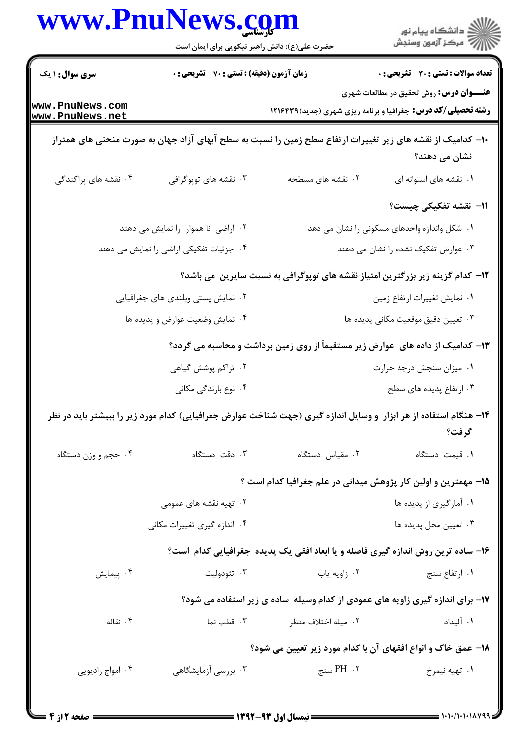۱۰- کدامیک از نقشه های زیر تغییرات ارتفاع سطح زمین را نسبت به سطح آبهای آزاد جهان به صورت منحنی های همتراز نشان می دهند؟

۱. نقشه های استوانه ای
۲. نقشه های مسطحه
۳. نقشه های توپوگرافی
۴. نقشه های پراکندگی

۱۱- نقشه تفکیکی چیست؟

۱. شکل واندازه واحدهای مسکونی را نشان می دهد
۲. اراضی نا هموار را نمایش می دهند
۳. عوارض تفکیک نشده را نشان می دهند
۴. جزئیات تفکیکی اراضی را نمایش می دهند

۱۲- کدام گزینه زیر بزرگترین امتیاز نقشه های توپوگرافی به نسبت سایرین می باشد؟

۱. نمایش تغییرات ارتفاع زمین
۲. نمایش پستی وبلندی های جغرافیایی
۳. تعیین دقیق موقعیت مکانی پدیده ها
۴. نمایش وضعیت عوارض و پدیده ها

۱۳- کدامیک از داده های عوارض زیر مستقیماً از روی زمین برداشت و محاسبه می گردد؟

۱. میزان سنجش درجه حرارت
۲. تراکم پوشش گیاهی
۳. ارتفاع پدیده های سطح
۴. نوع بارندگی مکانی

۱۴- هنگام استفاده از هر ابزار و وسایل اندازه گیری (جهت شناخت عوارض جغرافیایی) کدام مورد زیر را بیشتر باید در نظر گرفت؟

۱. قیمت دستگاه
۲. مقیاس دستگاه
۳. دقت دستگاه
۴. حجم و وزن دستگاه

۱۵- مهمترین و اولین کار پژوهش میدانی در علم جغرافیا کدام است ؟

۱. آمارگیری از پدیده ها
۲. تهیه نقشه های عمومی
۳. تعیین محل پدیده ها
۴. اندازه گیری تغییرات مکانی

۱۶- ساده ترین روش اندازه گیری فاصله و یا ابعاد افقی یک پدیده جغرافیایی کدام است؟

۱. ارتفاع سنج
۲. زاویه یاب
۳. تئودولیت
۴. پیمایش

۱۷- برای اندازه گیری زاویه های عمودی از کدام وسیله ساده ی زیر استفاده می شود؟

۱. آلیداد
۲. میله اختلاف منظر
۳. قطب نما
۴. نقاله

۱۸- عمق خاک و انواع افقهای آن با کدام مورد زیر تعیین می شود؟

۱. تهیه نیمرخ
۲. PH سنج
۳. بررسی آزمایشگاهی
۴. امواج رادیویی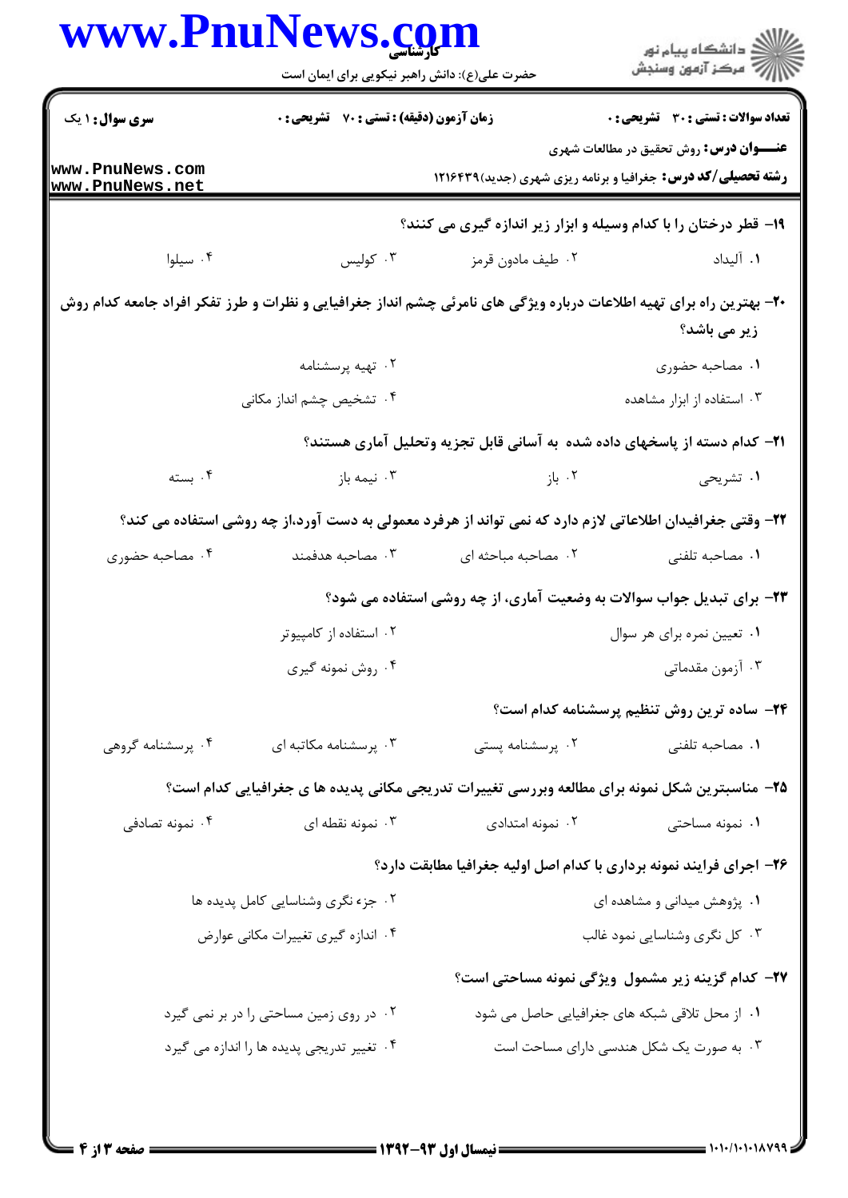**سری سوال:** ۱ یک | **زمان آزمون (دقیقه) : تستی :** ۷۰ **تشریحی :** ۰ | **تعداد سوالات : تستی :** ۳۰ **تشریحی :** ۰

**عنـــوان درس:** روش تحقیق در مطالعات شهری

**رشته تحصیلی/کد درس:** جغرافیا و برنامه ریزی شهری (جدید)۱۲۱۶۴۳۹

۱۹- قطر درختان را با کدام وسیله و ابزار زیر اندازه گیری می کنند؟

۱. آلیداد ۲. طیف مادون قرمز ۳. کولیس ۴. سیلوا

۲۰- بهترین راه برای تهیه اطلاعات درباره ویژگی های نامرئی چشم انداز جغرافیایی و نظرات و طرز تفکر افراد جامعه کدام روش زیر می باشد؟

۱. مصاحبه حضوری ۲. تهیه پرسشنامه
۳. استفاده از ابزار مشاهده ۴. تشخیص چشم انداز مکانی

۲۱- کدام دسته از پاسخهای داده شده به آسانی قابل تجزیه وتحلیل آماری هستند؟

۱. تشریحی ۲. باز ۳. نیمه باز ۴. بسته

۲۲- وقتی جغرافیدان اطلاعاتی لازم دارد که نمی تواند از هرفرد معمولی به دست آورد،از چه روشی استفاده می کند؟

۱. مصاحبه تلفنی ۲. مصاحبه مباحثه ای ۳. مصاحبه هدفمند ۴. مصاحبه حضوری

۲۳- برای تبدیل جواب سوالات به وضعیت آماری، از چه روشی استفاده می شود؟

۱. تعیین نمره برای هر سوال ۲. استفاده از کامپیوتر
۳. آزمون مقدماتی ۴. روش نمونه گیری

۲۴- ساده ترین روش تنظیم پرسشنامه کدام است؟

۱. مصاحبه تلفنی ۲. پرسشنامه پستی ۳. پرسشنامه مکاتبه ای ۴. پرسشنامه گروهی

۲۵- مناسبترین شکل نمونه برای مطالعه وبررسی تغییرات تدریجی مکانی پدیده ها ی جغرافیایی کدام است؟

۱. نمونه مساحتی ۲. نمونه امتدادی ۳. نمونه نقطه ای ۴. نمونه تصادفی

۲۶- اجرای فرایند نمونه برداری با کدام اصل اولیه جغرافیا مطابقت دارد؟

۱. پژوهش میدانی و مشاهده ای ۲. جزء نگری وشناسایی کامل پدیده ها
۳. کل نگری وشناسایی نمود غالب ۴. اندازه گیری تغییرات مکانی عوارض

۲۷- کدام گزینه زیر مشمول ویژگی نمونه مساحتی است؟

۱. از محل تلاقی شبکه های جغرافیایی حاصل می شود ۲. در روی زمین مساحتی را در بر نمی گیرد
۳. به صورت یک شکل هندسی دارای مساحت است ۴. تغییر تدریجی پدیده ها را اندازه می گیرد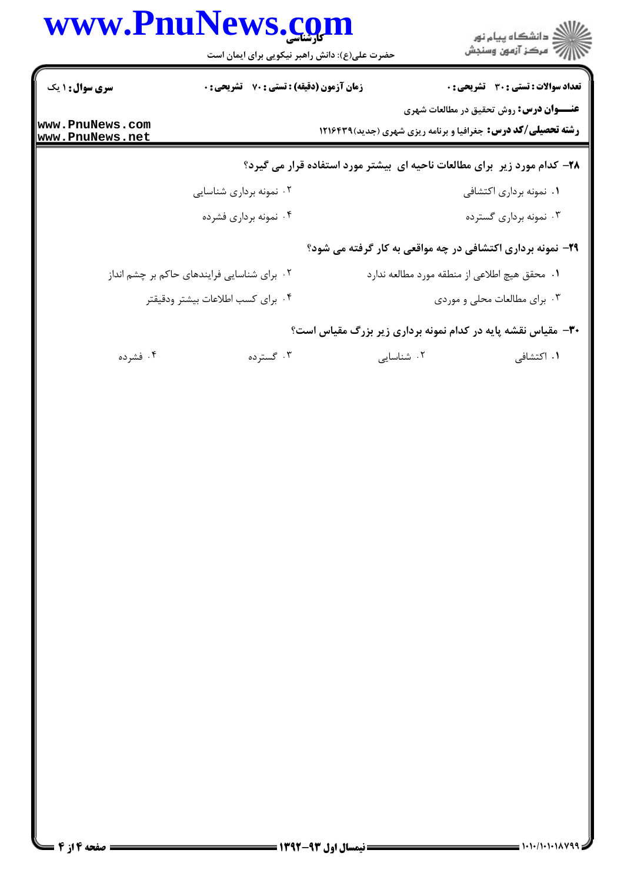۲۸- کدام مورد زیر برای مطالعات ناحیه ای بیشتر مورد استفاده قرار می گیرد؟

۱. نمونه برداری اکتشافی

۲. نمونه برداری شناسایی

۳. نمونه برداری گسترده

۴. نمونه برداری فشرده

۲۹- نمونه برداری اکتشافی در چه مواقعی به کار گرفته می شود؟

۱. محقق هیچ اطلاعی از منطقه مورد مطالعه ندارد

۲. برای شناسایی فرایندهای حاکم بر چشم انداز

۳. برای مطالعات محلی و موردی

۴. برای کسب اطلاعات بیشتر ودقیقتر

۳۰- مقیاس نقشه پایه در کدام نمونه برداری زیر بزرگ مقیاس است؟

۱. اکتشافی

۲. شناسایی

۳. گسترده

۴. فشرده